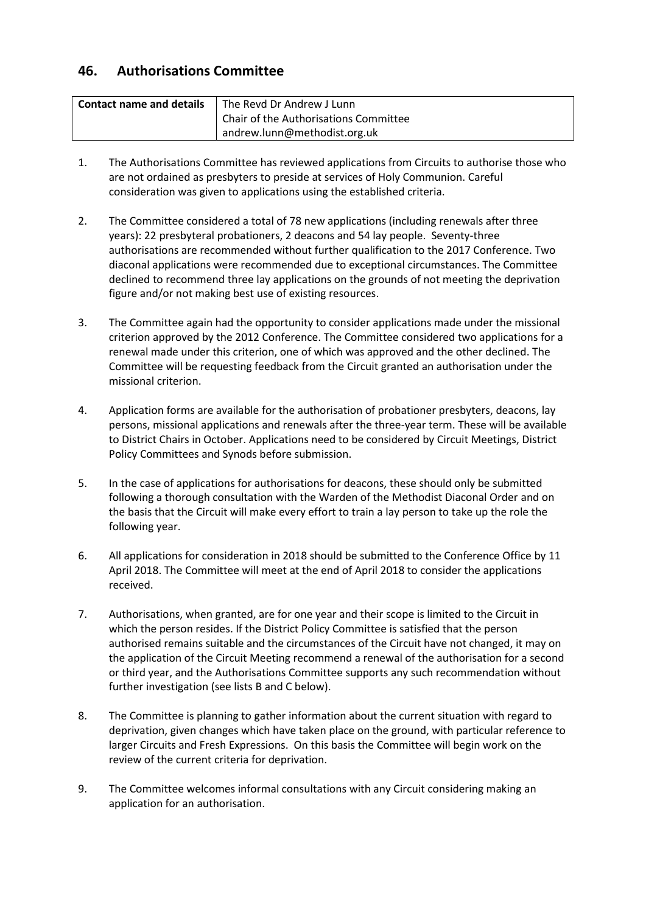## 46. Authorisations Committee

| Contact name and details | The Revd Dr Andrew J Lunn<br>Chair of the Authorisations Committee<br>andrew.lunn@methodist.org.uk |
|---|---|

1. The Authorisations Committee has reviewed applications from Circuits to authorise those who are not ordained as presbyters to preside at services of Holy Communion. Careful consideration was given to applications using the established criteria.

2. The Committee considered a total of 78 new applications (including renewals after three years): 22 presbyteral probationers, 2 deacons and 54 lay people. Seventy-three authorisations are recommended without further qualification to the 2017 Conference. Two diaconal applications were recommended due to exceptional circumstances. The Committee declined to recommend three lay applications on the grounds of not meeting the deprivation figure and/or not making best use of existing resources.

3. The Committee again had the opportunity to consider applications made under the missional criterion approved by the 2012 Conference. The Committee considered two applications for a renewal made under this criterion, one of which was approved and the other declined. The Committee will be requesting feedback from the Circuit granted an authorisation under the missional criterion.

4. Application forms are available for the authorisation of probationer presbyters, deacons, lay persons, missional applications and renewals after the three-year term. These will be available to District Chairs in October. Applications need to be considered by Circuit Meetings, District Policy Committees and Synods before submission.

5. In the case of applications for authorisations for deacons, these should only be submitted following a thorough consultation with the Warden of the Methodist Diaconal Order and on the basis that the Circuit will make every effort to train a lay person to take up the role the following year.

6. All applications for consideration in 2018 should be submitted to the Conference Office by 11 April 2018. The Committee will meet at the end of April 2018 to consider the applications received.

7. Authorisations, when granted, are for one year and their scope is limited to the Circuit in which the person resides. If the District Policy Committee is satisfied that the person authorised remains suitable and the circumstances of the Circuit have not changed, it may on the application of the Circuit Meeting recommend a renewal of the authorisation for a second or third year, and the Authorisations Committee supports any such recommendation without further investigation (see lists B and C below).

8. The Committee is planning to gather information about the current situation with regard to deprivation, given changes which have taken place on the ground, with particular reference to larger Circuits and Fresh Expressions. On this basis the Committee will begin work on the review of the current criteria for deprivation.

9. The Committee welcomes informal consultations with any Circuit considering making an application for an authorisation.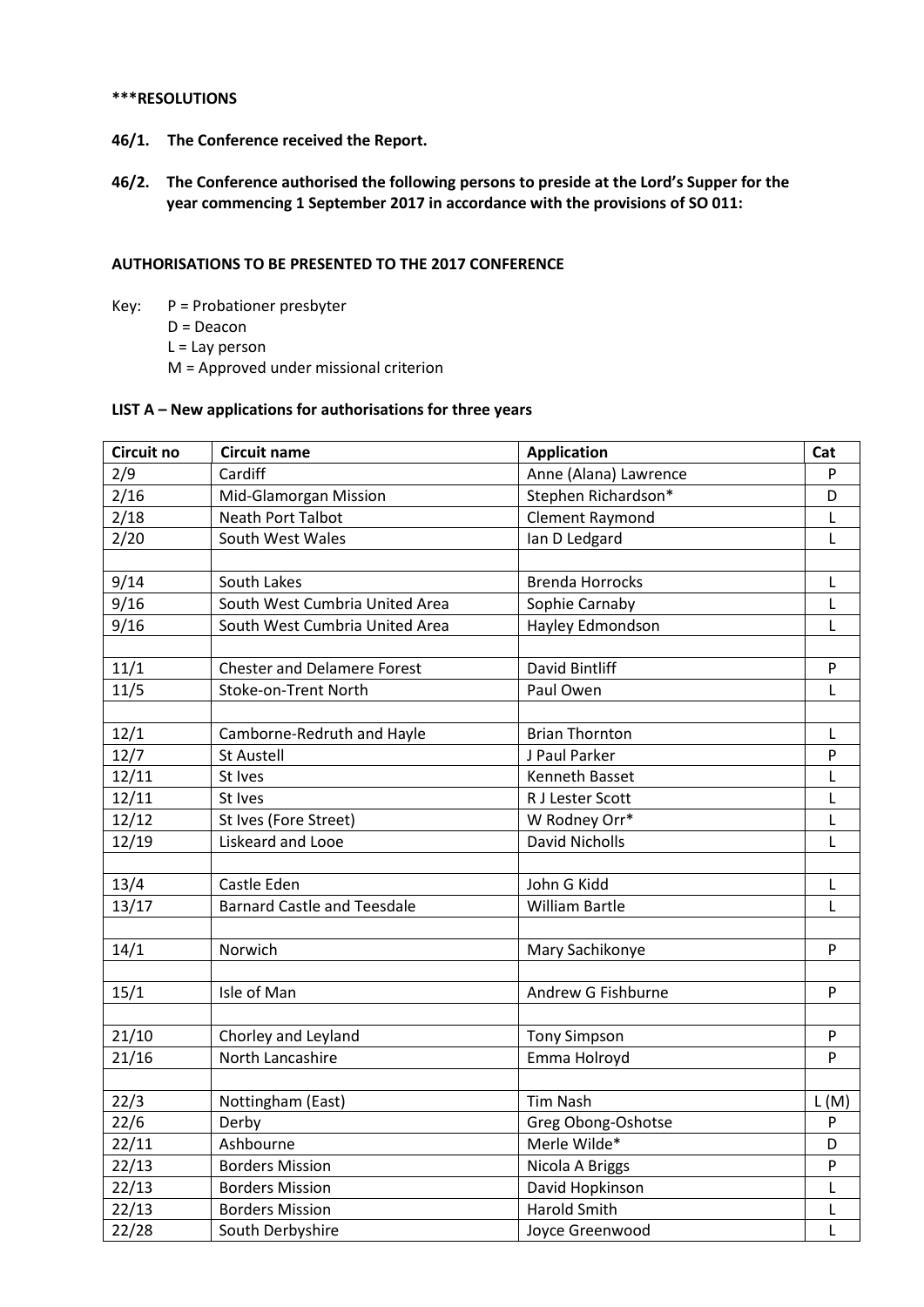**\*\*\*RESOLUTIONS**

**46/1. The Conference received the Report.**

**46/2. The Conference authorised the following persons to preside at the Lord's Supper for the year commencing 1 September 2017 in accordance with the provisions of SO 011:**

**AUTHORISATIONS TO BE PRESENTED TO THE 2017 CONFERENCE**

Key: P = Probationer presbyter
D = Deacon
L = Lay person
M = Approved under missional criterion

**LIST A – New applications for authorisations for three years**

| Circuit no | Circuit name | Application | Cat |
|---|---|---|---|
| 2/9 | Cardiff | Anne (Alana) Lawrence | P |
| 2/16 | Mid-Glamorgan Mission | Stephen Richardson* | D |
| 2/18 | Neath Port Talbot | Clement Raymond | L |
| 2/20 | South West Wales | Ian D Ledgard | L |
| | | | |
| 9/14 | South Lakes | Brenda Horrocks | L |
| 9/16 | South West Cumbria United Area | Sophie Carnaby | L |
| 9/16 | South West Cumbria United Area | Hayley Edmondson | L |
| | | | |
| 11/1 | Chester and Delamere Forest | David Bintliff | P |
| 11/5 | Stoke-on-Trent North | Paul Owen | L |
| | | | |
| 12/1 | Camborne-Redruth and Hayle | Brian Thornton | L |
| 12/7 | St Austell | J Paul Parker | P |
| 12/11 | St Ives | Kenneth Basset | L |
| 12/11 | St Ives | R J Lester Scott | L |
| 12/12 | St Ives (Fore Street) | W Rodney Orr* | L |
| 12/19 | Liskeard and Looe | David Nicholls | L |
| | | | |
| 13/4 | Castle Eden | John G Kidd | L |
| 13/17 | Barnard Castle and Teesdale | William Bartle | L |
| | | | |
| 14/1 | Norwich | Mary Sachikonye | P |
| | | | |
| 15/1 | Isle of Man | Andrew G Fishburne | P |
| | | | |
| 21/10 | Chorley and Leyland | Tony Simpson | P |
| 21/16 | North Lancashire | Emma Holroyd | P |
| | | | |
| 22/3 | Nottingham (East) | Tim Nash | L (M) |
| 22/6 | Derby | Greg Obong-Oshotse | P |
| 22/11 | Ashbourne | Merle Wilde* | D |
| 22/13 | Borders Mission | Nicola A Briggs | P |
| 22/13 | Borders Mission | David Hopkinson | L |
| 22/13 | Borders Mission | Harold Smith | L |
| 22/28 | South Derbyshire | Joyce Greenwood | L |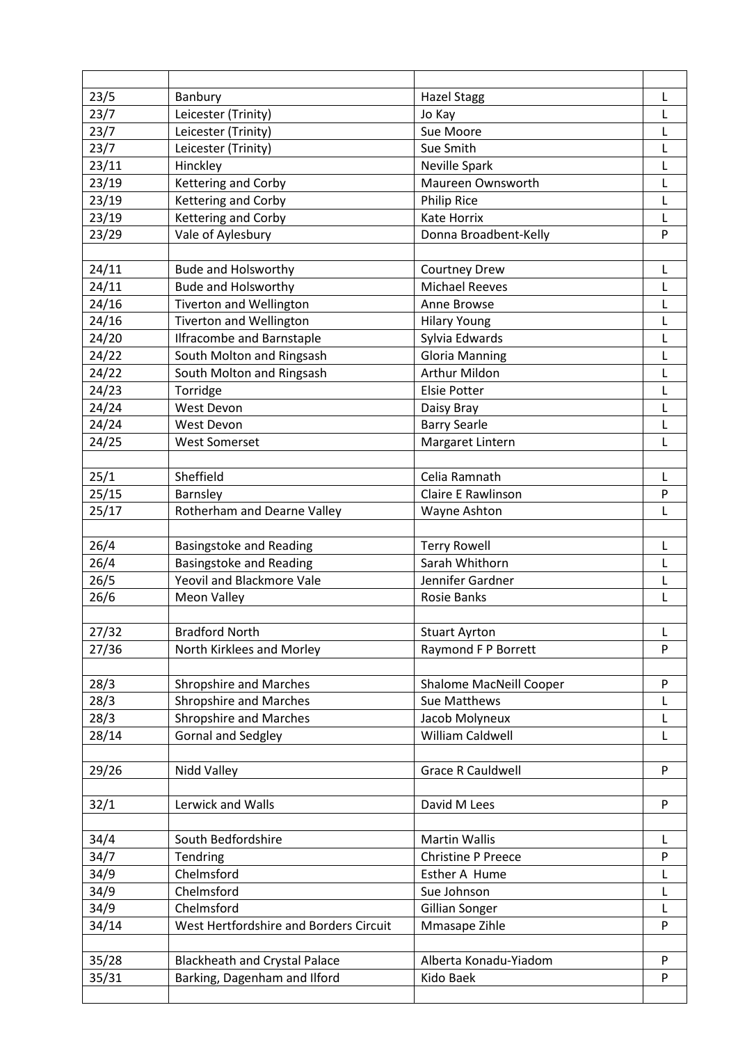| | | | |
|---|---|---|---|
| 23/5 | Banbury | Hazel Stagg | L |
| 23/7 | Leicester (Trinity) | Jo Kay | L |
| 23/7 | Leicester (Trinity) | Sue Moore | L |
| 23/7 | Leicester (Trinity) | Sue Smith | L |
| 23/11 | Hinckley | Neville Spark | L |
| 23/19 | Kettering and Corby | Maureen Ownsworth | L |
| 23/19 | Kettering and Corby | Philip Rice | L |
| 23/19 | Kettering and Corby | Kate Horrix | L |
| 23/29 | Vale of Aylesbury | Donna Broadbent-Kelly | P |
| | | | |
| 24/11 | Bude and Holsworthy | Courtney Drew | L |
| 24/11 | Bude and Holsworthy | Michael Reeves | L |
| 24/16 | Tiverton and Wellington | Anne Browse | L |
| 24/16 | Tiverton and Wellington | Hilary Young | L |
| 24/20 | Ilfracombe and Barnstaple | Sylvia Edwards | L |
| 24/22 | South Molton and Ringsash | Gloria Manning | L |
| 24/22 | South Molton and Ringsash | Arthur Mildon | L |
| 24/23 | Torridge | Elsie Potter | L |
| 24/24 | West Devon | Daisy Bray | L |
| 24/24 | West Devon | Barry Searle | L |
| 24/25 | West Somerset | Margaret Lintern | L |
| | | | |
| 25/1 | Sheffield | Celia Ramnath | L |
| 25/15 | Barnsley | Claire E Rawlinson | P |
| 25/17 | Rotherham and Dearne Valley | Wayne Ashton | L |
| | | | |
| 26/4 | Basingstoke and Reading | Terry Rowell | L |
| 26/4 | Basingstoke and Reading | Sarah Whithorn | L |
| 26/5 | Yeovil and Blackmore Vale | Jennifer Gardner | L |
| 26/6 | Meon Valley | Rosie Banks | L |
| | | | |
| 27/32 | Bradford North | Stuart Ayrton | L |
| 27/36 | North Kirklees and Morley | Raymond F P Borrett | P |
| | | | |
| 28/3 | Shropshire and Marches | Shalome MacNeill Cooper | P |
| 28/3 | Shropshire and Marches | Sue Matthews | L |
| 28/3 | Shropshire and Marches | Jacob Molyneux | L |
| 28/14 | Gornal and Sedgley | William Caldwell | L |
| | | | |
| 29/26 | Nidd Valley | Grace R Cauldwell | P |
| | | | |
| 32/1 | Lerwick and Walls | David M Lees | P |
| | | | |
| 34/4 | South Bedfordshire | Martin Wallis | L |
| 34/7 | Tendring | Christine P Preece | P |
| 34/9 | Chelmsford | Esther A Hume | L |
| 34/9 | Chelmsford | Sue Johnson | L |
| 34/9 | Chelmsford | Gillian Songer | L |
| 34/14 | West Hertfordshire and Borders Circuit | Mmasape Zihle | P |
| | | | |
| 35/28 | Blackheath and Crystal Palace | Alberta Konadu-Yiadom | P |
| 35/31 | Barking, Dagenham and Ilford | Kido Baek | P |
| | | | |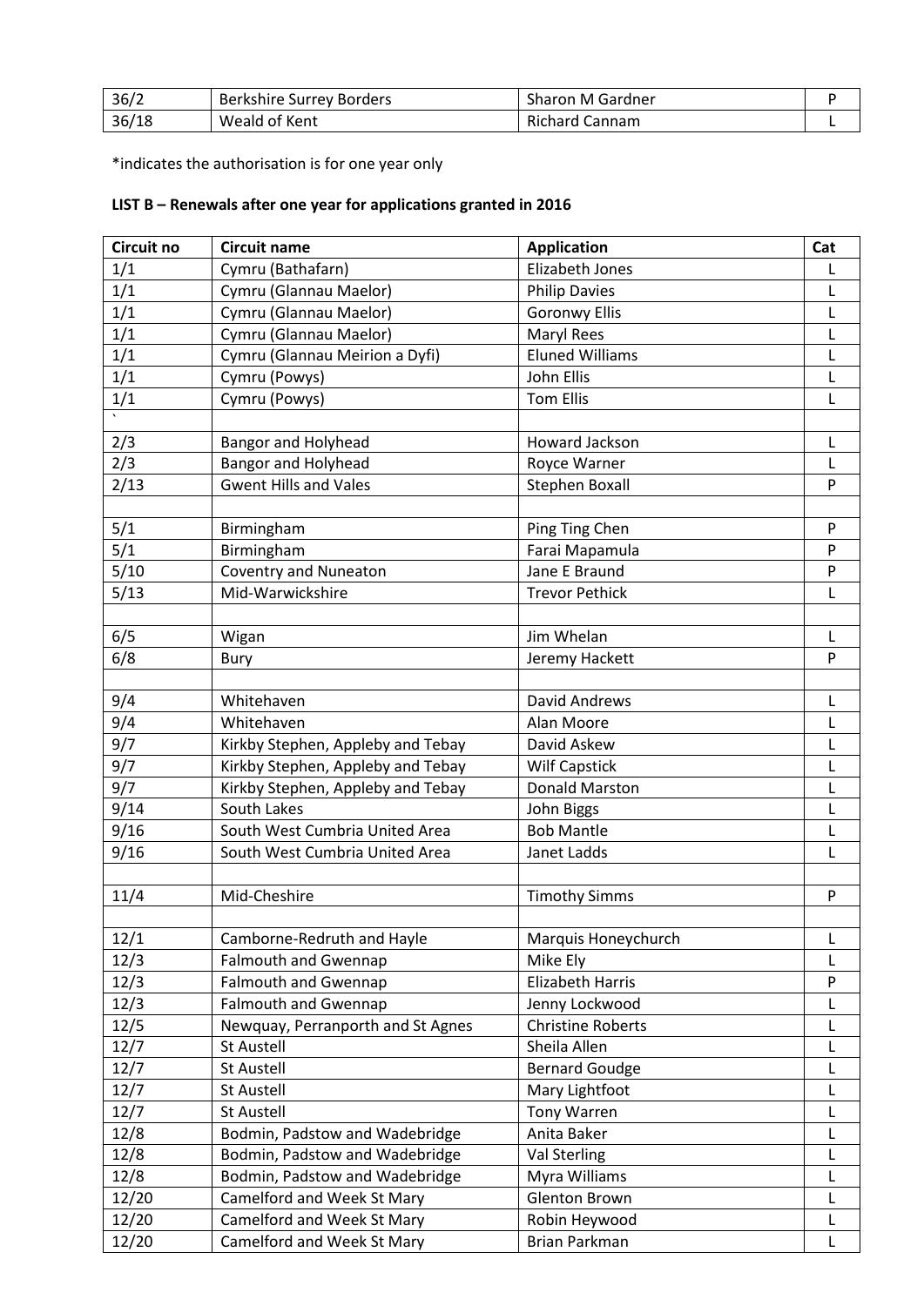| 36/2 | Berkshire Surrey Borders | Sharon M Gardner | P |
|---|---|---|---|
| 36/18 | Weald of Kent | Richard Cannam | L |

*indicates the authorisation is for one year only

**LIST B – Renewals after one year for applications granted in 2016**

| Circuit no | Circuit name | Application | Cat |
|---|---|---|---|
| 1/1 | Cymru (Bathafarn) | Elizabeth Jones | L |
| 1/1 | Cymru (Glannau Maelor) | Philip Davies | L |
| 1/1 | Cymru (Glannau Maelor) | Goronwy Ellis | L |
| 1/1 | Cymru (Glannau Maelor) | Maryl Rees | L |
| 1/1 | Cymru (Glannau Meirion a Dyfi) | Eluned Williams | L |
| 1/1 | Cymru (Powys) | John Ellis | L |
| 1/1 | Cymru (Powys) | Tom Ellis | L |
| ` | | | |
| 2/3 | Bangor and Holyhead | Howard Jackson | L |
| 2/3 | Bangor and Holyhead | Royce Warner | L |
| 2/13 | Gwent Hills and Vales | Stephen Boxall | P |
| | | | |
| 5/1 | Birmingham | Ping Ting Chen | P |
| 5/1 | Birmingham | Farai Mapamula | P |
| 5/10 | Coventry and Nuneaton | Jane E Braund | P |
| 5/13 | Mid-Warwickshire | Trevor Pethick | L |
| | | | |
| 6/5 | Wigan | Jim Whelan | L |
| 6/8 | Bury | Jeremy Hackett | P |
| | | | |
| 9/4 | Whitehaven | David Andrews | L |
| 9/4 | Whitehaven | Alan Moore | L |
| 9/7 | Kirkby Stephen, Appleby and Tebay | David Askew | L |
| 9/7 | Kirkby Stephen, Appleby and Tebay | Wilf Capstick | L |
| 9/7 | Kirkby Stephen, Appleby and Tebay | Donald Marston | L |
| 9/14 | South Lakes | John Biggs | L |
| 9/16 | South West Cumbria United Area | Bob Mantle | L |
| 9/16 | South West Cumbria United Area | Janet Ladds | L |
| | | | |
| 11/4 | Mid-Cheshire | Timothy Simms | P |
| | | | |
| 12/1 | Camborne-Redruth and Hayle | Marquis Honeychurch | L |
| 12/3 | Falmouth and Gwennap | Mike Ely | L |
| 12/3 | Falmouth and Gwennap | Elizabeth Harris | P |
| 12/3 | Falmouth and Gwennap | Jenny Lockwood | L |
| 12/5 | Newquay, Perranporth and St Agnes | Christine Roberts | L |
| 12/7 | St Austell | Sheila Allen | L |
| 12/7 | St Austell | Bernard Goudge | L |
| 12/7 | St Austell | Mary Lightfoot | L |
| 12/7 | St Austell | Tony Warren | L |
| 12/8 | Bodmin, Padstow and Wadebridge | Anita Baker | L |
| 12/8 | Bodmin, Padstow and Wadebridge | Val Sterling | L |
| 12/8 | Bodmin, Padstow and Wadebridge | Myra Williams | L |
| 12/20 | Camelford and Week St Mary | Glenton Brown | L |
| 12/20 | Camelford and Week St Mary | Robin Heywood | L |
| 12/20 | Camelford and Week St Mary | Brian Parkman | L |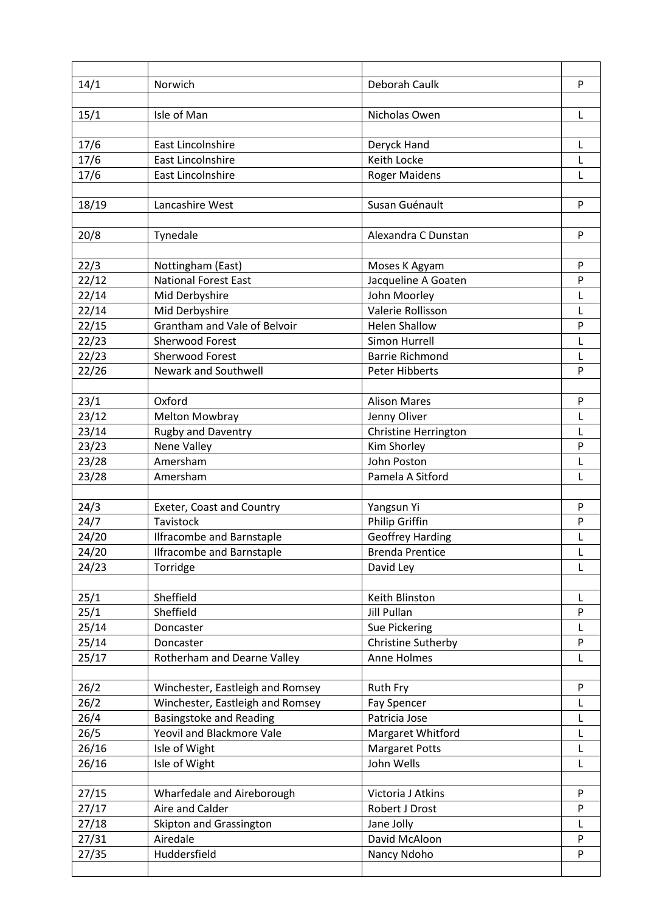| | | | |
|---|---|---|---|
| 14/1 | Norwich | Deborah Caulk | P |
| | | | |
| 15/1 | Isle of Man | Nicholas Owen | L |
| | | | |
| 17/6 | East Lincolnshire | Deryck Hand | L |
| 17/6 | East Lincolnshire | Keith Locke | L |
| 17/6 | East Lincolnshire | Roger Maidens | L |
| | | | |
| 18/19 | Lancashire West | Susan Guénault | P |
| | | | |
| 20/8 | Tynedale | Alexandra C Dunstan | P |
| | | | |
| 22/3 | Nottingham (East) | Moses K Agyam | P |
| 22/12 | National Forest East | Jacqueline A Goaten | P |
| 22/14 | Mid Derbyshire | John Moorley | L |
| 22/14 | Mid Derbyshire | Valerie Rollisson | L |
| 22/15 | Grantham and Vale of Belvoir | Helen Shallow | P |
| 22/23 | Sherwood Forest | Simon Hurrell | L |
| 22/23 | Sherwood Forest | Barrie Richmond | L |
| 22/26 | Newark and Southwell | Peter Hibberts | P |
| | | | |
| 23/1 | Oxford | Alison Mares | P |
| 23/12 | Melton Mowbray | Jenny Oliver | L |
| 23/14 | Rugby and Daventry | Christine Herrington | L |
| 23/23 | Nene Valley | Kim Shorley | P |
| 23/28 | Amersham | John Poston | L |
| 23/28 | Amersham | Pamela A Sitford | L |
| | | | |
| 24/3 | Exeter, Coast and Country | Yangsun Yi | P |
| 24/7 | Tavistock | Philip Griffin | P |
| 24/20 | Ilfracombe and Barnstaple | Geoffrey Harding | L |
| 24/20 | Ilfracombe and Barnstaple | Brenda Prentice | L |
| 24/23 | Torridge | David Ley | L |
| | | | |
| 25/1 | Sheffield | Keith Blinston | L |
| 25/1 | Sheffield | Jill Pullan | P |
| 25/14 | Doncaster | Sue Pickering | L |
| 25/14 | Doncaster | Christine Sutherby | P |
| 25/17 | Rotherham and Dearne Valley | Anne Holmes | L |
| | | | |
| 26/2 | Winchester, Eastleigh and Romsey | Ruth Fry | P |
| 26/2 | Winchester, Eastleigh and Romsey | Fay Spencer | L |
| 26/4 | Basingstoke and Reading | Patricia Jose | L |
| 26/5 | Yeovil and Blackmore Vale | Margaret Whitford | L |
| 26/16 | Isle of Wight | Margaret Potts | L |
| 26/16 | Isle of Wight | John Wells | L |
| | | | |
| 27/15 | Wharfedale and Aireborough | Victoria J Atkins | P |
| 27/17 | Aire and Calder | Robert J Drost | P |
| 27/18 | Skipton and Grassington | Jane Jolly | L |
| 27/31 | Airedale | David McAloon | P |
| 27/35 | Huddersfield | Nancy Ndoho | P |
| | | | |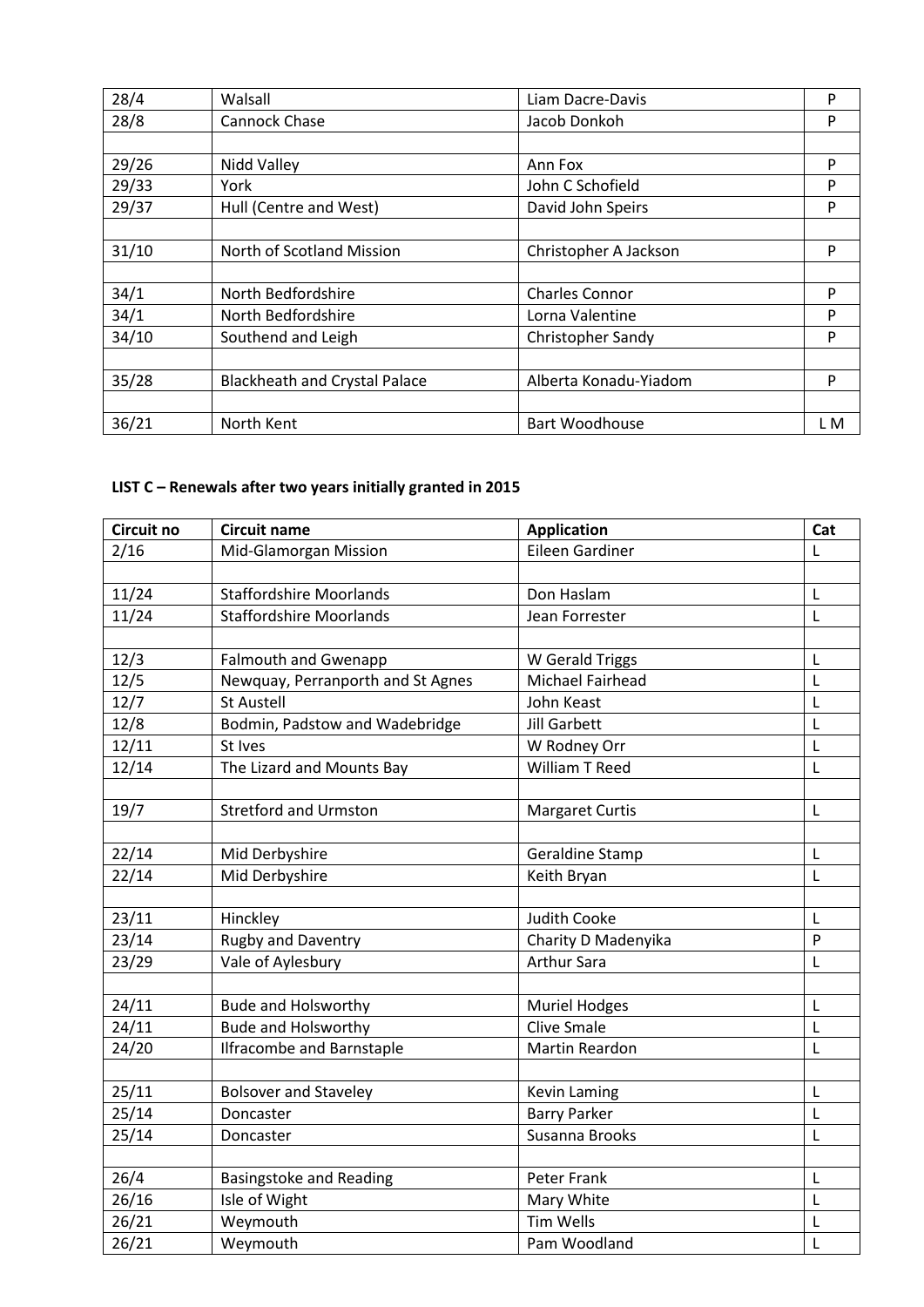| | | | |
|---|---|---|---|
| 28/4 | Walsall | Liam Dacre-Davis | P |
| 28/8 | Cannock Chase | Jacob Donkoh | P |
| | | | |
| 29/26 | Nidd Valley | Ann Fox | P |
| 29/33 | York | John C Schofield | P |
| 29/37 | Hull (Centre and West) | David John Speirs | P |
| | | | |
| 31/10 | North of Scotland Mission | Christopher A Jackson | P |
| | | | |
| 34/1 | North Bedfordshire | Charles Connor | P |
| 34/1 | North Bedfordshire | Lorna Valentine | P |
| 34/10 | Southend and Leigh | Christopher Sandy | P |
| | | | |
| 35/28 | Blackheath and Crystal Palace | Alberta Konadu-Yiadom | P |
| | | | |
| 36/21 | North Kent | Bart Woodhouse | L M |

**LIST C – Renewals after two years initially granted in 2015**

| Circuit no | Circuit name | Application | Cat |
|---|---|---|---|
| 2/16 | Mid-Glamorgan Mission | Eileen Gardiner | L |
| | | | |
| 11/24 | Staffordshire Moorlands | Don Haslam | L |
| 11/24 | Staffordshire Moorlands | Jean Forrester | L |
| | | | |
| 12/3 | Falmouth and Gwenapp | W Gerald Triggs | L |
| 12/5 | Newquay, Perranporth and St Agnes | Michael Fairhead | L |
| 12/7 | St Austell | John Keast | L |
| 12/8 | Bodmin, Padstow and Wadebridge | Jill Garbett | L |
| 12/11 | St Ives | W Rodney Orr | L |
| 12/14 | The Lizard and Mounts Bay | William T Reed | L |
| | | | |
| 19/7 | Stretford and Urmston | Margaret Curtis | L |
| | | | |
| 22/14 | Mid Derbyshire | Geraldine Stamp | L |
| 22/14 | Mid Derbyshire | Keith Bryan | L |
| | | | |
| 23/11 | Hinckley | Judith Cooke | L |
| 23/14 | Rugby and Daventry | Charity D Madenyika | P |
| 23/29 | Vale of Aylesbury | Arthur Sara | L |
| | | | |
| 24/11 | Bude and Holsworthy | Muriel Hodges | L |
| 24/11 | Bude and Holsworthy | Clive Smale | L |
| 24/20 | Ilfracombe and Barnstaple | Martin Reardon | L |
| | | | |
| 25/11 | Bolsover and Staveley | Kevin Laming | L |
| 25/14 | Doncaster | Barry Parker | L |
| 25/14 | Doncaster | Susanna Brooks | L |
| | | | |
| 26/4 | Basingstoke and Reading | Peter Frank | L |
| 26/16 | Isle of Wight | Mary White | L |
| 26/21 | Weymouth | Tim Wells | L |
| 26/21 | Weymouth | Pam Woodland | L |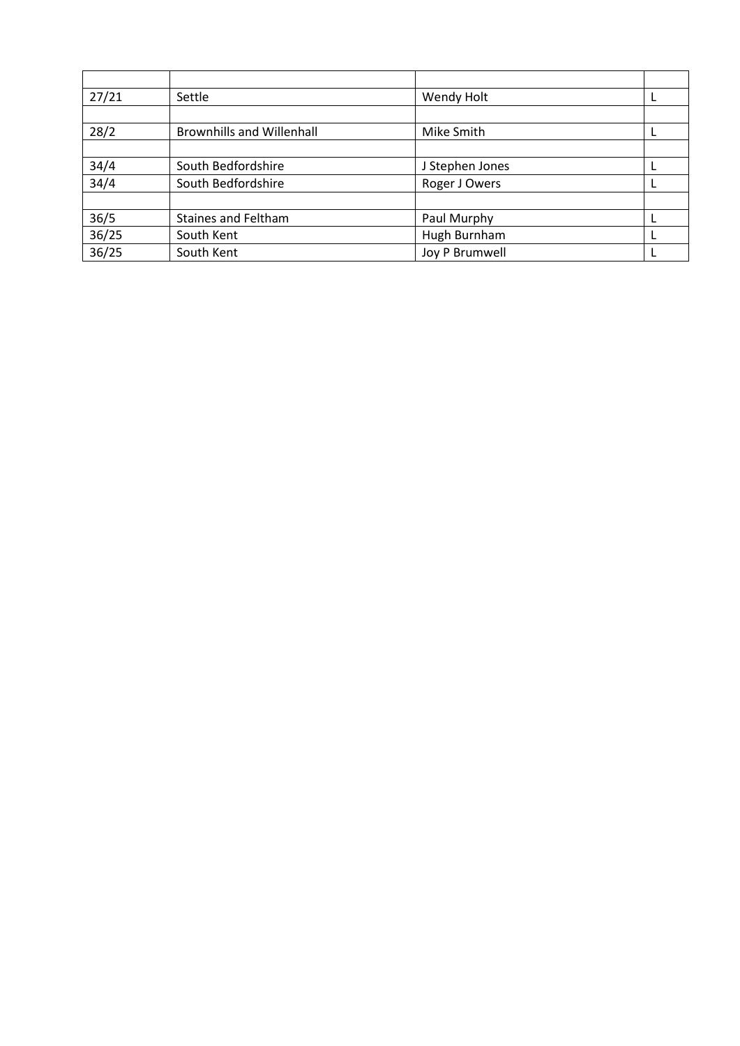| | | | |
|---|---|---|---|
| 27/21 | Settle | Wendy Holt | L |
| | | | |
| 28/2 | Brownhills and Willenhall | Mike Smith | L |
| | | | |
| 34/4 | South Bedfordshire | J Stephen Jones | L |
| 34/4 | South Bedfordshire | Roger J Owers | L |
| | | | |
| 36/5 | Staines and Feltham | Paul Murphy | L |
| 36/25 | South Kent | Hugh Burnham | L |
| 36/25 | South Kent | Joy P Brumwell | L |